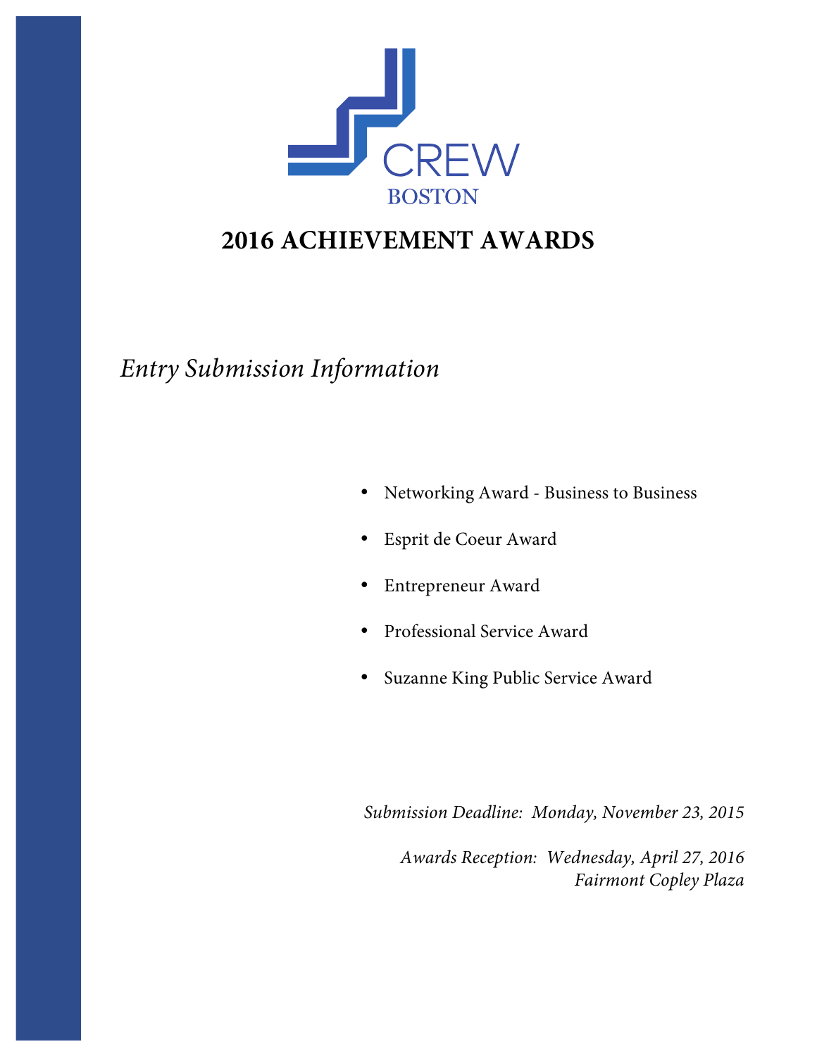CREW

BOSTON

# 2016 ACHIEVEMENT AWARDS

*Entry Submission Information*

- Networking Award - Business to Business
- Esprit de Coeur Award
- Entrepreneur Award
- Professional Service Award
- Suzanne King Public Service Award

*Submission Deadline: Monday, November 23, 2015*

*Awards Reception: Wednesday, April 27, 2016*
*Fairmont Copley Plaza*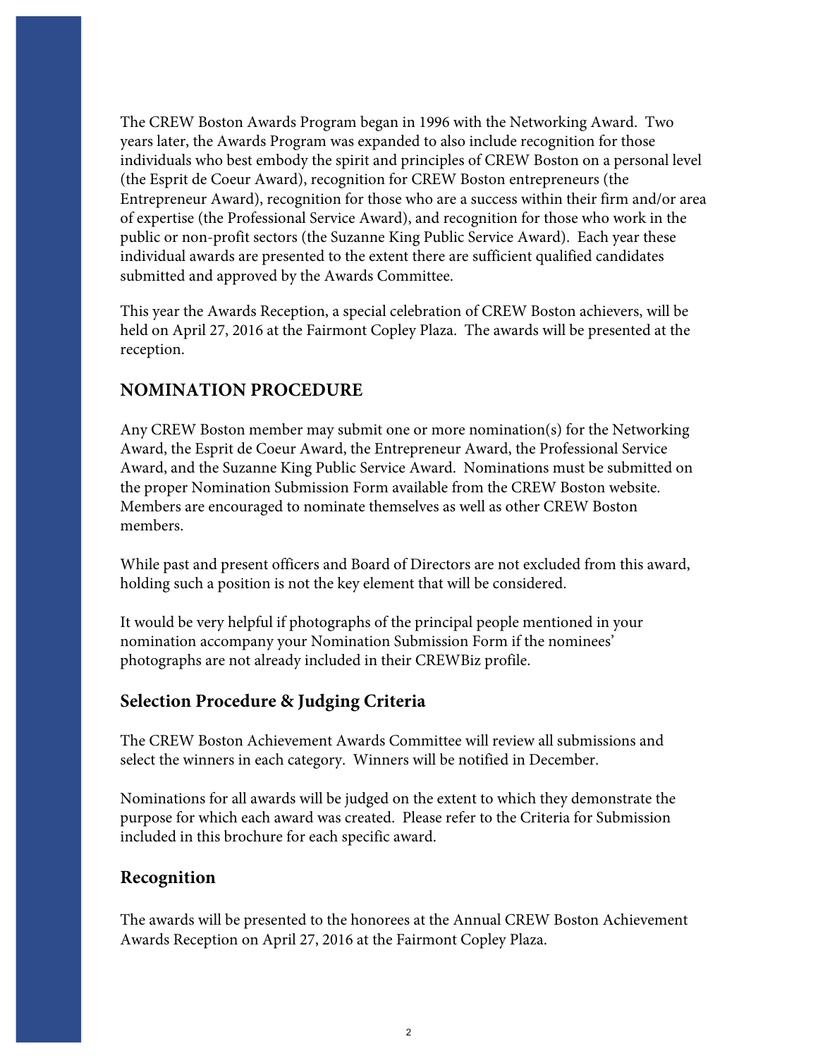The CREW Boston Awards Program began in 1996 with the Networking Award. Two years later, the Awards Program was expanded to also include recognition for those individuals who best embody the spirit and principles of CREW Boston on a personal level (the Esprit de Coeur Award), recognition for CREW Boston entrepreneurs (the Entrepreneur Award), recognition for those who are a success within their firm and/or area of expertise (the Professional Service Award), and recognition for those who work in the public or non-profit sectors (the Suzanne King Public Service Award). Each year these individual awards are presented to the extent there are sufficient qualified candidates submitted and approved by the Awards Committee.

This year the Awards Reception, a special celebration of CREW Boston achievers, will be held on April 27, 2016 at the Fairmont Copley Plaza. The awards will be presented at the reception.

## NOMINATION PROCEDURE

Any CREW Boston member may submit one or more nomination(s) for the Networking Award, the Esprit de Coeur Award, the Entrepreneur Award, the Professional Service Award, and the Suzanne King Public Service Award. Nominations must be submitted on the proper Nomination Submission Form available from the CREW Boston website. Members are encouraged to nominate themselves as well as other CREW Boston members.

While past and present officers and Board of Directors are not excluded from this award, holding such a position is not the key element that will be considered.

It would be very helpful if photographs of the principal people mentioned in your nomination accompany your Nomination Submission Form if the nominees' photographs are not already included in their CREWBiz profile.

## Selection Procedure & Judging Criteria

The CREW Boston Achievement Awards Committee will review all submissions and select the winners in each category. Winners will be notified in December.

Nominations for all awards will be judged on the extent to which they demonstrate the purpose for which each award was created. Please refer to the Criteria for Submission included in this brochure for each specific award.

## Recognition

The awards will be presented to the honorees at the Annual CREW Boston Achievement Awards Reception on April 27, 2016 at the Fairmont Copley Plaza.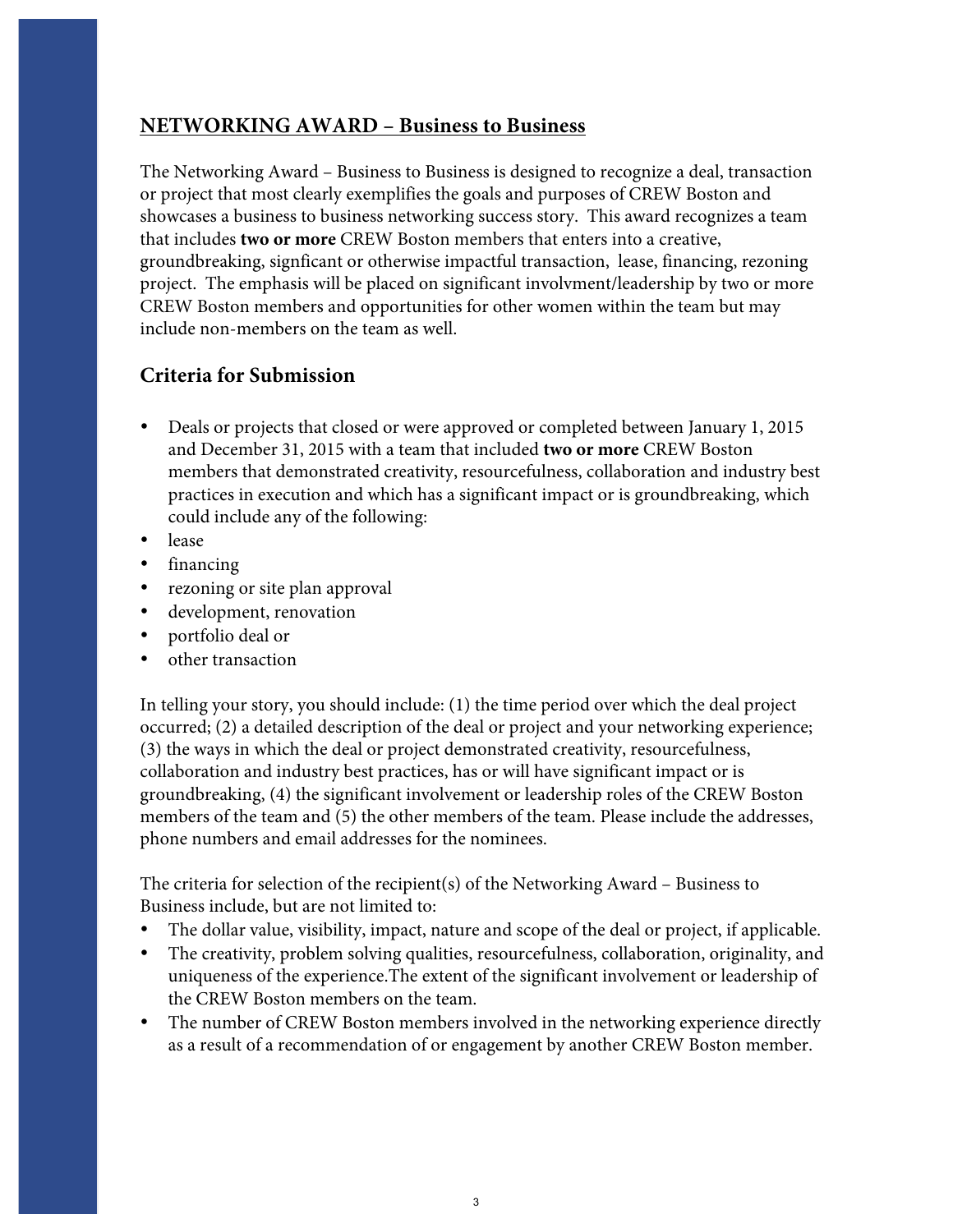## NETWORKING AWARD – Business to Business

The Networking Award – Business to Business is designed to recognize a deal, transaction or project that most clearly exemplifies the goals and purposes of CREW Boston and showcases a business to business networking success story. This award recognizes a team that includes **two or more** CREW Boston members that enters into a creative, groundbreaking, signficant or otherwise impactful transaction, lease, financing, rezoning project. The emphasis will be placed on significant involvment/leadership by two or more CREW Boston members and opportunities for other women within the team but may include non-members on the team as well.

### Criteria for Submission

- Deals or projects that closed or were approved or completed between January 1, 2015 and December 31, 2015 with a team that included **two or more** CREW Boston members that demonstrated creativity, resourcefulness, collaboration and industry best practices in execution and which has a significant impact or is groundbreaking, which could include any of the following:
- lease
- financing
- rezoning or site plan approval
- development, renovation
- portfolio deal or
- other transaction

In telling your story, you should include: (1) the time period over which the deal project occurred; (2) a detailed description of the deal or project and your networking experience; (3) the ways in which the deal or project demonstrated creativity, resourcefulness, collaboration and industry best practices, has or will have significant impact or is groundbreaking, (4) the significant involvement or leadership roles of the CREW Boston members of the team and (5) the other members of the team. Please include the addresses, phone numbers and email addresses for the nominees.

The criteria for selection of the recipient(s) of the Networking Award – Business to Business include, but are not limited to:

- The dollar value, visibility, impact, nature and scope of the deal or project, if applicable.
- The creativity, problem solving qualities, resourcefulness, collaboration, originality, and uniqueness of the experience.The extent of the significant involvement or leadership of the CREW Boston members on the team.
- The number of CREW Boston members involved in the networking experience directly as a result of a recommendation of or engagement by another CREW Boston member.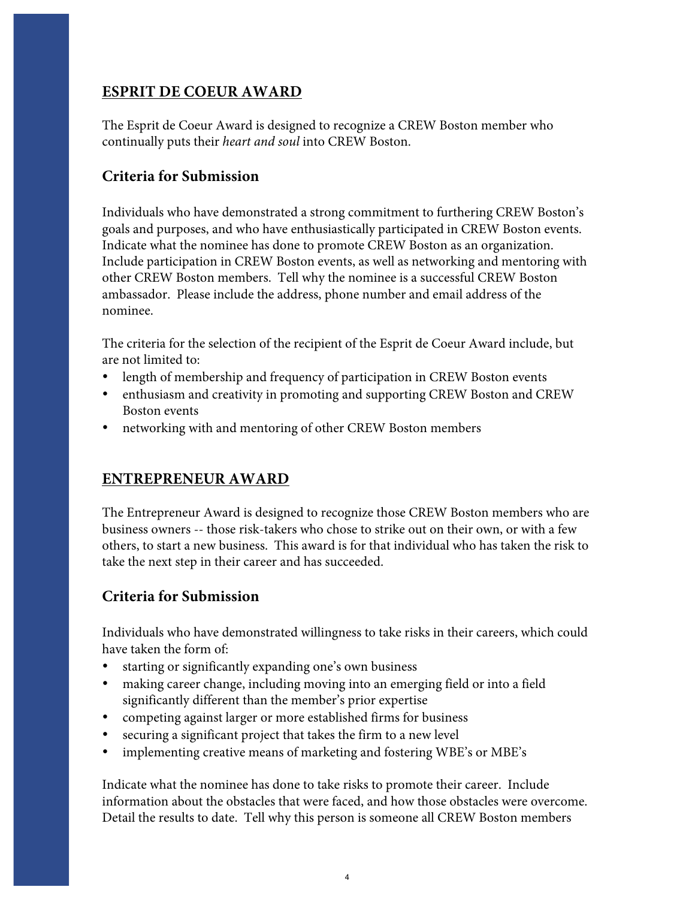## ESPRIT DE COEUR AWARD

The Esprit de Coeur Award is designed to recognize a CREW Boston member who continually puts their *heart and soul* into CREW Boston.

### Criteria for Submission

Individuals who have demonstrated a strong commitment to furthering CREW Boston's goals and purposes, and who have enthusiastically participated in CREW Boston events. Indicate what the nominee has done to promote CREW Boston as an organization. Include participation in CREW Boston events, as well as networking and mentoring with other CREW Boston members. Tell why the nominee is a successful CREW Boston ambassador. Please include the address, phone number and email address of the nominee.

The criteria for the selection of the recipient of the Esprit de Coeur Award include, but are not limited to:

- length of membership and frequency of participation in CREW Boston events
- enthusiasm and creativity in promoting and supporting CREW Boston and CREW Boston events
- networking with and mentoring of other CREW Boston members

## ENTREPRENEUR AWARD

The Entrepreneur Award is designed to recognize those CREW Boston members who are business owners -- those risk-takers who chose to strike out on their own, or with a few others, to start a new business. This award is for that individual who has taken the risk to take the next step in their career and has succeeded.

### Criteria for Submission

Individuals who have demonstrated willingness to take risks in their careers, which could have taken the form of:

- starting or significantly expanding one's own business
- making career change, including moving into an emerging field or into a field significantly different than the member's prior expertise
- competing against larger or more established firms for business
- securing a significant project that takes the firm to a new level
- implementing creative means of marketing and fostering WBE's or MBE's

Indicate what the nominee has done to take risks to promote their career. Include information about the obstacles that were faced, and how those obstacles were overcome. Detail the results to date. Tell why this person is someone all CREW Boston members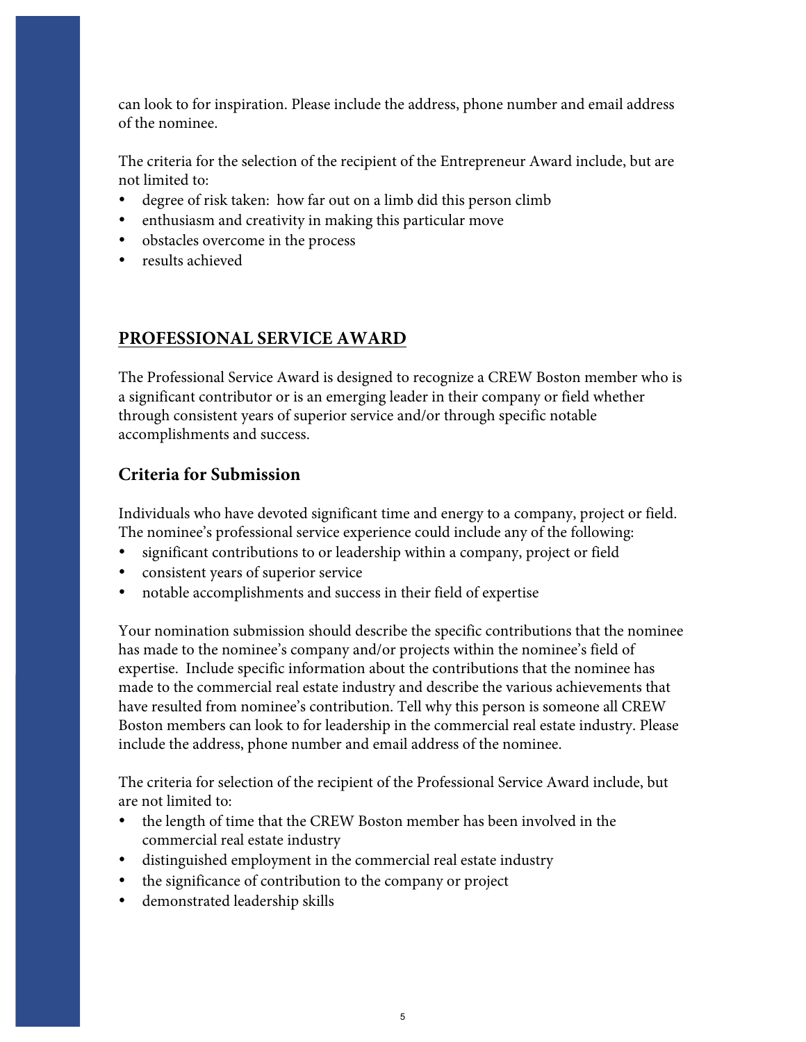can look to for inspiration. Please include the address, phone number and email address of the nominee.

The criteria for the selection of the recipient of the Entrepreneur Award include, but are not limited to:

- degree of risk taken: how far out on a limb did this person climb
- enthusiasm and creativity in making this particular move
- obstacles overcome in the process
- results achieved

## PROFESSIONAL SERVICE AWARD

The Professional Service Award is designed to recognize a CREW Boston member who is a significant contributor or is an emerging leader in their company or field whether through consistent years of superior service and/or through specific notable accomplishments and success.

### Criteria for Submission

Individuals who have devoted significant time and energy to a company, project or field. The nominee's professional service experience could include any of the following:

- significant contributions to or leadership within a company, project or field
- consistent years of superior service
- notable accomplishments and success in their field of expertise

Your nomination submission should describe the specific contributions that the nominee has made to the nominee's company and/or projects within the nominee's field of expertise. Include specific information about the contributions that the nominee has made to the commercial real estate industry and describe the various achievements that have resulted from nominee's contribution. Tell why this person is someone all CREW Boston members can look to for leadership in the commercial real estate industry. Please include the address, phone number and email address of the nominee.

The criteria for selection of the recipient of the Professional Service Award include, but are not limited to:

- the length of time that the CREW Boston member has been involved in the commercial real estate industry
- distinguished employment in the commercial real estate industry
- the significance of contribution to the company or project
- demonstrated leadership skills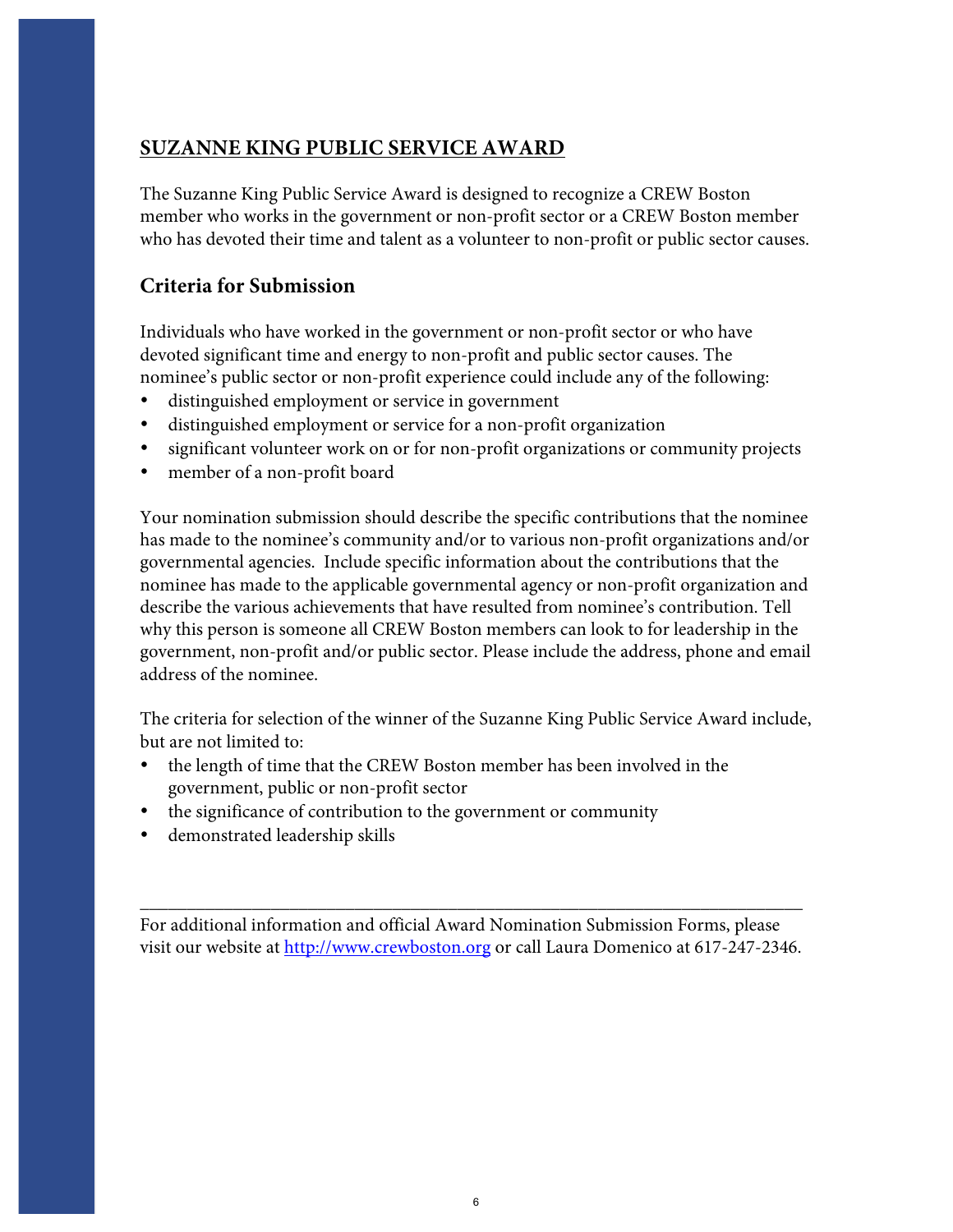## SUZANNE KING PUBLIC SERVICE AWARD

The Suzanne King Public Service Award is designed to recognize a CREW Boston member who works in the government or non-profit sector or a CREW Boston member who has devoted their time and talent as a volunteer to non-profit or public sector causes.

### Criteria for Submission

Individuals who have worked in the government or non-profit sector or who have devoted significant time and energy to non-profit and public sector causes. The nominee's public sector or non-profit experience could include any of the following:

- distinguished employment or service in government
- distinguished employment or service for a non-profit organization
- significant volunteer work on or for non-profit organizations or community projects
- member of a non-profit board

Your nomination submission should describe the specific contributions that the nominee has made to the nominee's community and/or to various non-profit organizations and/or governmental agencies. Include specific information about the contributions that the nominee has made to the applicable governmental agency or non-profit organization and describe the various achievements that have resulted from nominee's contribution. Tell why this person is someone all CREW Boston members can look to for leadership in the government, non-profit and/or public sector. Please include the address, phone and email address of the nominee.

The criteria for selection of the winner of the Suzanne King Public Service Award include, but are not limited to:

- the length of time that the CREW Boston member has been involved in the government, public or non-profit sector
- the significance of contribution to the government or community
- demonstrated leadership skills

---

For additional information and official Award Nomination Submission Forms, please visit our website at [http://www.crewboston.org](http://www.crewboston.org) or call Laura Domenico at 617-247-2346.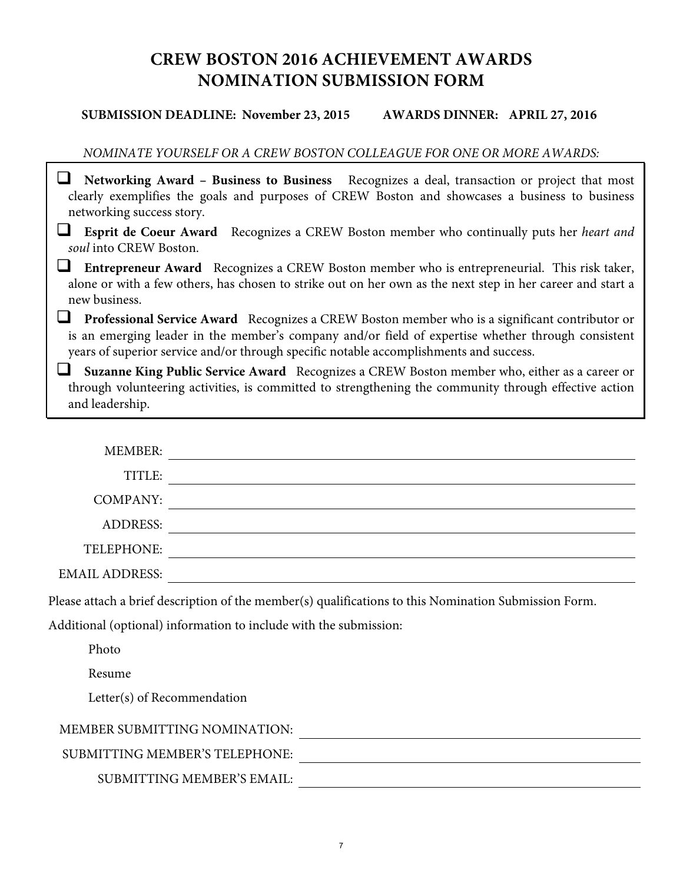# CREW BOSTON 2016 ACHIEVEMENT AWARDS
# NOMINATION SUBMISSION FORM

**SUBMISSION DEADLINE: November 23, 2015 AWARDS DINNER: APRIL 27, 2016**

*NOMINATE YOURSELF OR A CREW BOSTON COLLEAGUE FOR ONE OR MORE AWARDS:*

- ☐ **Networking Award – Business to Business** Recognizes a deal, transaction or project that most clearly exemplifies the goals and purposes of CREW Boston and showcases a business to business networking success story.
- ☐ **Esprit de Coeur Award** Recognizes a CREW Boston member who continually puts her *heart and soul* into CREW Boston.
- ☐ **Entrepreneur Award** Recognizes a CREW Boston member who is entrepreneurial. This risk taker, alone or with a few others, has chosen to strike out on her own as the next step in her career and start a new business.
- ☐ **Professional Service Award** Recognizes a CREW Boston member who is a significant contributor or is an emerging leader in the member's company and/or field of expertise whether through consistent years of superior service and/or through specific notable accomplishments and success.
- ☐ **Suzanne King Public Service Award** Recognizes a CREW Boston member who, either as a career or through volunteering activities, is committed to strengthening the community through effective action and leadership.

MEMBER: ____________________

TITLE: ____________________

COMPANY: ____________________

ADDRESS: ____________________

TELEPHONE: ____________________

EMAIL ADDRESS: ____________________

Please attach a brief description of the member(s) qualifications to this Nomination Submission Form.

Additional (optional) information to include with the submission:

Photo

Resume

Letter(s) of Recommendation

MEMBER SUBMITTING NOMINATION: ____________________

SUBMITTING MEMBER'S TELEPHONE: ____________________

SUBMITTING MEMBER'S EMAIL: ____________________